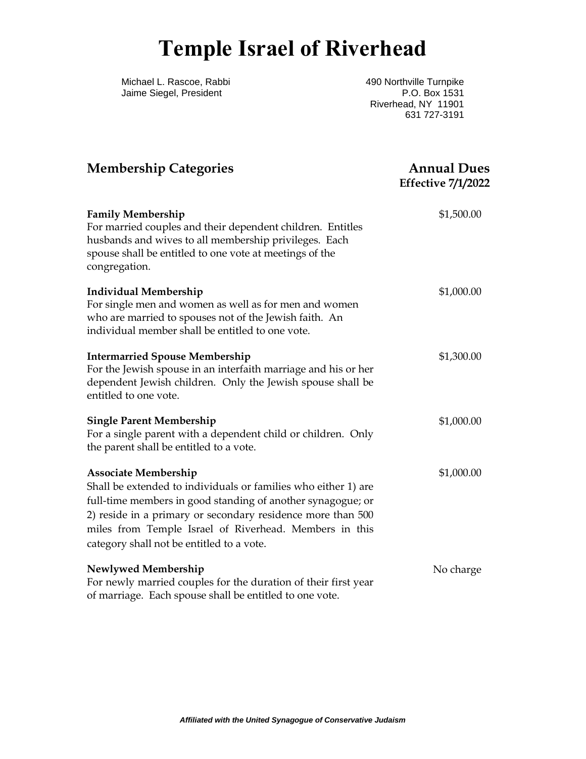# Temple Israel of Riverhead

Michael L. Rascoe, Rabbi
Jaime Siegel, President

490 Northville Turnpike
P.O. Box 1531
Riverhead, NY 11901
631 727-3191

| Membership Categories | Annual Dues Effective 7/1/2022 |
|---|---|
| **Family Membership**<br>For married couples and their dependent children. Entitles husbands and wives to all membership privileges. Each spouse shall be entitled to one vote at meetings of the congregation. | $1,500.00 |
| **Individual Membership**<br>For single men and women as well as for men and women who are married to spouses not of the Jewish faith. An individual member shall be entitled to one vote. | $1,000.00 |
| **Intermarried Spouse Membership**<br>For the Jewish spouse in an interfaith marriage and his or her dependent Jewish children. Only the Jewish spouse shall be entitled to one vote. | $1,300.00 |
| **Single Parent Membership**<br>For a single parent with a dependent child or children. Only the parent shall be entitled to a vote. | $1,000.00 |
| **Associate Membership**<br>Shall be extended to individuals or families who either 1) are full-time members in good standing of another synagogue; or 2) reside in a primary or secondary residence more than 500 miles from Temple Israel of Riverhead. Members in this category shall not be entitled to a vote. | $1,000.00 |
| **Newlywed Membership**<br>For newly married couples for the duration of their first year of marriage. Each spouse shall be entitled to one vote. | No charge |

*Affiliated with the United Synagogue of Conservative Judaism*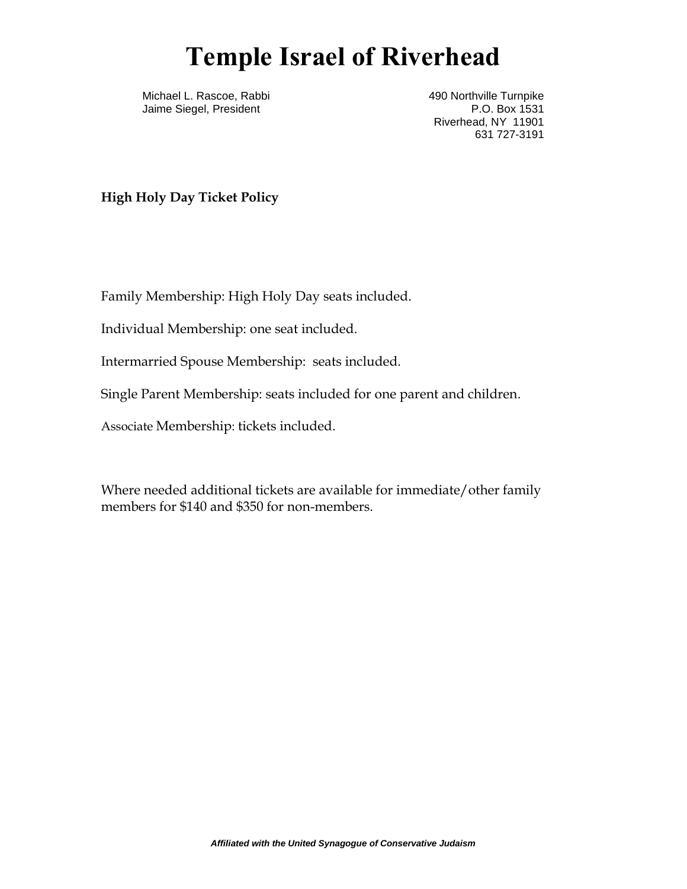# Temple Israel of Riverhead

Michael L. Rascoe, Rabbi
Jaime Siegel, President

490 Northville Turnpike
P.O. Box 1531
Riverhead, NY 11901
631 727-3191

**High Holy Day Ticket Policy**

Family Membership: High Holy Day seats included.

Individual Membership: one seat included.

Intermarried Spouse Membership: seats included.

Single Parent Membership: seats included for one parent and children.

Associate Membership: tickets included.

Where needed additional tickets are available for immediate/other family members for $140 and $350 for non-members.

***Affiliated with the United Synagogue of Conservative Judaism***